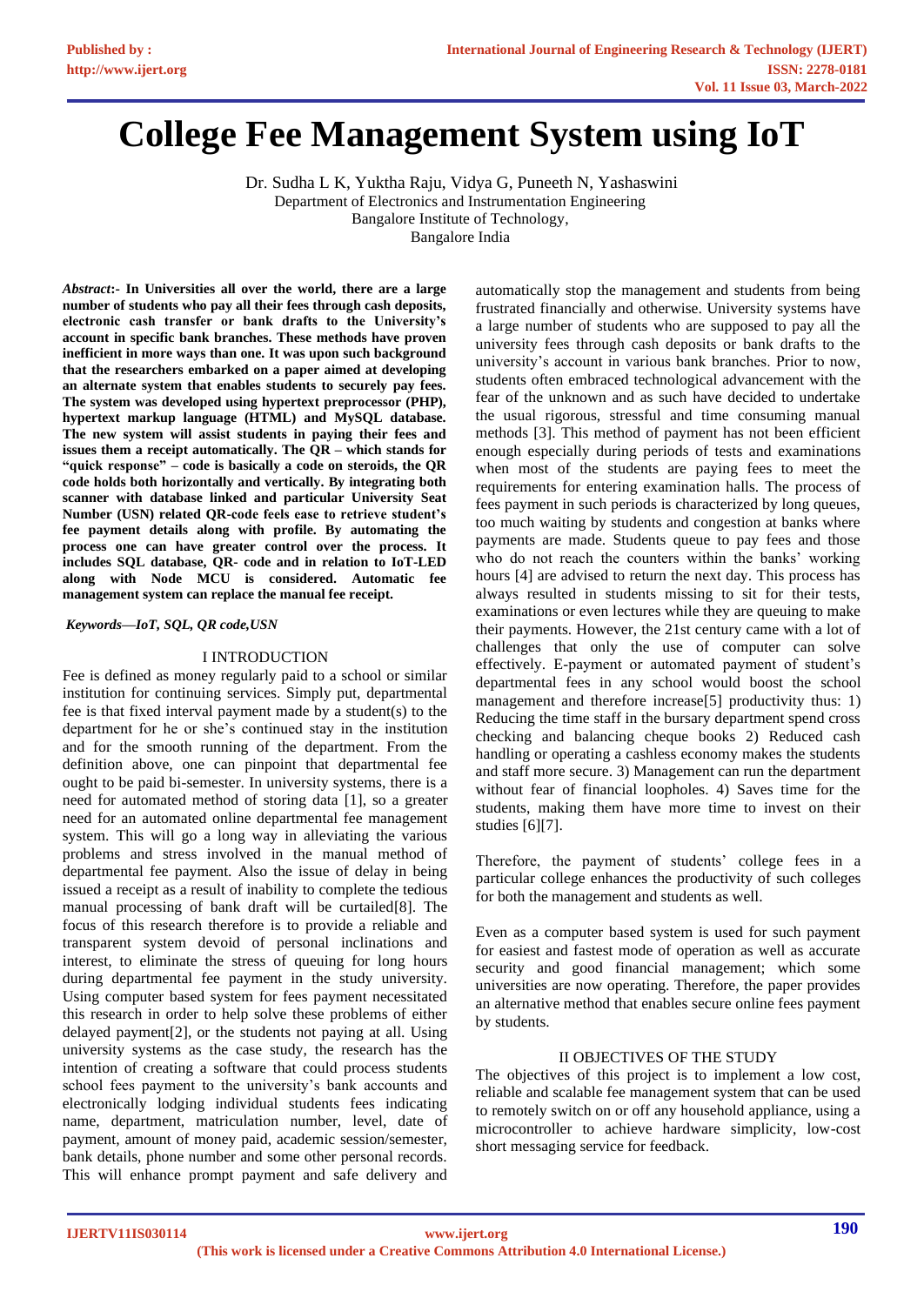# College Fee Management System using IoT

Dr. Sudha L K, Yuktha Raju, Vidya G, Puneeth N, Yashaswini
Department of Electronics and Instrumentation Engineering
Bangalore Institute of Technology,
Bangalore India

***Abstract*:- In Universities all over the world, there are a large number of students who pay all their fees through cash deposits, electronic cash transfer or bank drafts to the University's account in specific bank branches. These methods have proven inefficient in more ways than one. It was upon such background that the researchers embarked on a paper aimed at developing an alternate system that enables students to securely pay fees. The system was developed using hypertext preprocessor (PHP), hypertext markup language (HTML) and MySQL database. The new system will assist students in paying their fees and issues them a receipt automatically. The QR – which stands for "quick response" – code is basically a code on steroids, the QR code holds both horizontally and vertically. By integrating both scanner with database linked and particular University Seat Number (USN) related QR-code feels ease to retrieve student's fee payment details along with profile. By automating the process one can have greater control over the process. It includes SQL database, QR- code and in relation to IoT-LED along with Node MCU is considered. Automatic fee management system can replace the manual fee receipt.**

***Keywords—IoT, SQL, QR code,USN***

## I INTRODUCTION

Fee is defined as money regularly paid to a school or similar institution for continuing services. Simply put, departmental fee is that fixed interval payment made by a student(s) to the department for he or she's continued stay in the institution and for the smooth running of the department. From the definition above, one can pinpoint that departmental fee ought to be paid bi-semester. In university systems, there is a need for automated method of storing data [1], so a greater need for an automated online departmental fee management system. This will go a long way in alleviating the various problems and stress involved in the manual method of departmental fee payment. Also the issue of delay in being issued a receipt as a result of inability to complete the tedious manual processing of bank draft will be curtailed[8]. The focus of this research therefore is to provide a reliable and transparent system devoid of personal inclinations and interest, to eliminate the stress of queuing for long hours during departmental fee payment in the study university. Using computer based system for fees payment necessitated this research in order to help solve these problems of either delayed payment[2], or the students not paying at all. Using university systems as the case study, the research has the intention of creating a software that could process students school fees payment to the university's bank accounts and electronically lodging individual students fees indicating name, department, matriculation number, level, date of payment, amount of money paid, academic session/semester, bank details, phone number and some other personal records. This will enhance prompt payment and safe delivery and automatically stop the management and students from being frustrated financially and otherwise. University systems have a large number of students who are supposed to pay all the university fees through cash deposits or bank drafts to the university's account in various bank branches. Prior to now, students often embraced technological advancement with the fear of the unknown and as such have decided to undertake the usual rigorous, stressful and time consuming manual methods [3]. This method of payment has not been efficient enough especially during periods of tests and examinations when most of the students are paying fees to meet the requirements for entering examination halls. The process of fees payment in such periods is characterized by long queues, too much waiting by students and congestion at banks where payments are made. Students queue to pay fees and those who do not reach the counters within the banks' working hours [4] are advised to return the next day. This process has always resulted in students missing to sit for their tests, examinations or even lectures while they are queuing to make their payments. However, the 21st century came with a lot of challenges that only the use of computer can solve effectively. E-payment or automated payment of student's departmental fees in any school would boost the school management and therefore increase[5] productivity thus: 1) Reducing the time staff in the bursary department spend cross checking and balancing cheque books 2) Reduced cash handling or operating a cashless economy makes the students and staff more secure. 3) Management can run the department without fear of financial loopholes. 4) Saves time for the students, making them have more time to invest on their studies [6][7].

Therefore, the payment of students' college fees in a particular college enhances the productivity of such colleges for both the management and students as well.

Even as a computer based system is used for such payment for easiest and fastest mode of operation as well as accurate security and good financial management; which some universities are now operating. Therefore, the paper provides an alternative method that enables secure online fees payment by students.

## II OBJECTIVES OF THE STUDY

The objectives of this project is to implement a low cost, reliable and scalable fee management system that can be used to remotely switch on or off any household appliance, using a microcontroller to achieve hardware simplicity, low-cost short messaging service for feedback.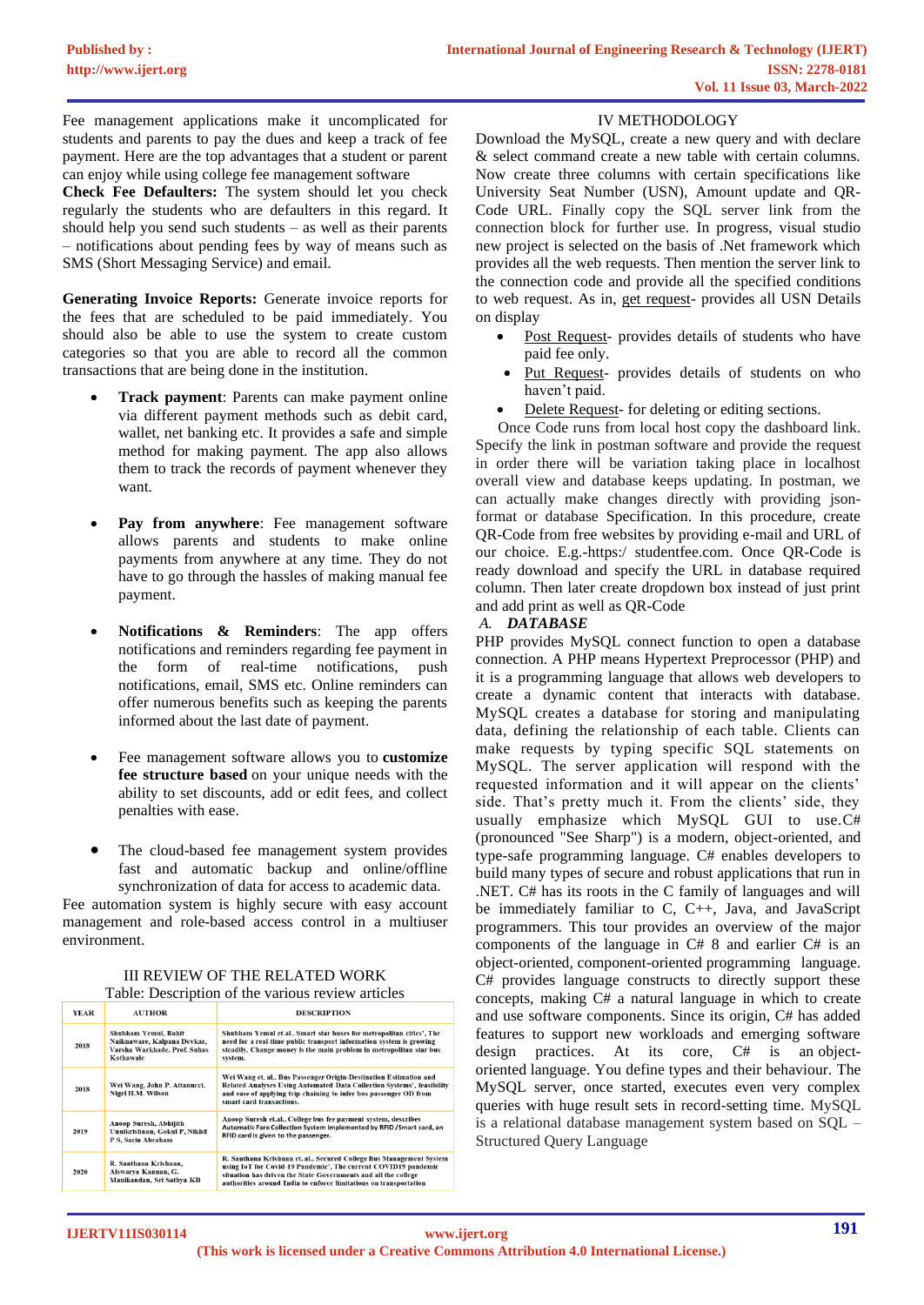Fee management applications make it uncomplicated for students and parents to pay the dues and keep a track of fee payment. Here are the top advantages that a student or parent can enjoy while using college fee management software

**Check Fee Defaulters:** The system should let you check regularly the students who are defaulters in this regard. It should help you send such students – as well as their parents – notifications about pending fees by way of means such as SMS (Short Messaging Service) and email.

**Generating Invoice Reports:** Generate invoice reports for the fees that are scheduled to be paid immediately. You should also be able to use the system to create custom categories so that you are able to record all the common transactions that are being done in the institution.

- **Track payment**: Parents can make payment online via different payment methods such as debit card, wallet, net banking etc. It provides a safe and simple method for making payment. The app also allows them to track the records of payment whenever they want.

- **Pay from anywhere**: Fee management software allows parents and students to make online payments from anywhere at any time. They do not have to go through the hassles of making manual fee payment.

- **Notifications & Reminders**: The app offers notifications and reminders regarding fee payment in the form of real-time notifications, push notifications, email, SMS etc. Online reminders can offer numerous benefits such as keeping the parents informed about the last date of payment.

- Fee management software allows you to **customize fee structure based** on your unique needs with the ability to set discounts, add or edit fees, and collect penalties with ease.

- The cloud-based fee management system provides fast and automatic backup and online/offline synchronization of data for access to academic data.

Fee automation system is highly secure with easy account management and role-based access control in a multiuser environment.

## III REVIEW OF THE RELATED WORK

Table: Description of the various review articles

| YEAR | AUTHOR | DESCRIPTION |
|---|---|---|
| 2018 | Shubham Yemul, Rohit Naiknaware, Kalpana Devkar, Varsha Warkhade, Prof. Suhas Kothawale | Shubham Yemul et.al.. Smart star buses for metropolitan cities', The need for a real-time public transport information system is growing steadily. Change money is the main problem in metropolitan star bus system. |
| 2018 | Wei Wang, John P. Attanucci, Nigel H.M. Wilson | Wei Wang et. al.. Bus Passenger Origin-Destination Estimation and Related Analyses Using Automated Data Collection Systems', feasibility and ease of applying trip-chaining to infer bus passenger OD from smart card transactions. |
| 2019 | Anoop Suresh, Abhijith Unnikrishnan, Gokul P, Nikhil P S, Sarin Abraham | Anoop Suresh et.al.. College bus fee payment system, describes Automatic Fare Collection System implemented by RFID /Smart card, an RFID card is given to the passenger. |
| 2020 | R. Santhana Krishnan, Aiswarya Kannan, G. Manikandan, Sri Sathya KB | R. Santhana Krishnan et. al.. Secured College Bus Management System using IoT for Covid-19 Pandemic', The current COVID19 pandemic situation has driven the State Governments and all the college authorities around India to enforce limitations on transportation |

## IV METHODOLOGY

Download the MySQL, create a new query and with declare & select command create a new table with certain columns. Now create three columns with certain specifications like University Seat Number (USN), Amount update and QR-Code URL. Finally copy the SQL server link from the connection block for further use. In progress, visual studio new project is selected on the basis of .Net framework which provides all the web requests. Then mention the server link to the connection code and provide all the specified conditions to web request. As in, get request- provides all USN Details on display

- Post Request- provides details of students who have paid fee only.
- Put Request- provides details of students on who haven't paid.
- Delete Request- for deleting or editing sections.

Once Code runs from local host copy the dashboard link. Specify the link in postman software and provide the request in order there will be variation taking place in localhost overall view and database keeps updating. In postman, we can actually make changes directly with providing json-format or database Specification. In this procedure, create QR-Code from free websites by providing e-mail and URL of our choice. E.g.-https:/ studentfee.com. Once QR-Code is ready download and specify the URL in database required column. Then later create dropdown box instead of just print and add print as well as QR-Code

### *A. DATABASE*

PHP provides MySQL connect function to open a database connection. A PHP means Hypertext Preprocessor (PHP) and it is a programming language that allows web developers to create a dynamic content that interacts with database. MySQL creates a database for storing and manipulating data, defining the relationship of each table. Clients can make requests by typing specific SQL statements on MySQL. The server application will respond with the requested information and it will appear on the clients' side. That's pretty much it. From the clients' side, they usually emphasize which MySQL GUI to use.C# (pronounced "See Sharp") is a modern, object-oriented, and type-safe programming language. C# enables developers to build many types of secure and robust applications that run in .NET. C# has its roots in the C family of languages and will be immediately familiar to C, C++, Java, and JavaScript programmers. This tour provides an overview of the major components of the language in C# 8 and earlier C# is an object-oriented, component-oriented programming language. C# provides language constructs to directly support these concepts, making C# a natural language in which to create and use software components. Since its origin, C# has added features to support new workloads and emerging software design practices. At its core, C# is an object-oriented language. You define types and their behaviour. The MySQL server, once started, executes even very complex queries with huge result sets in record-setting time. MySQL is a relational database management system based on SQL – Structured Query Language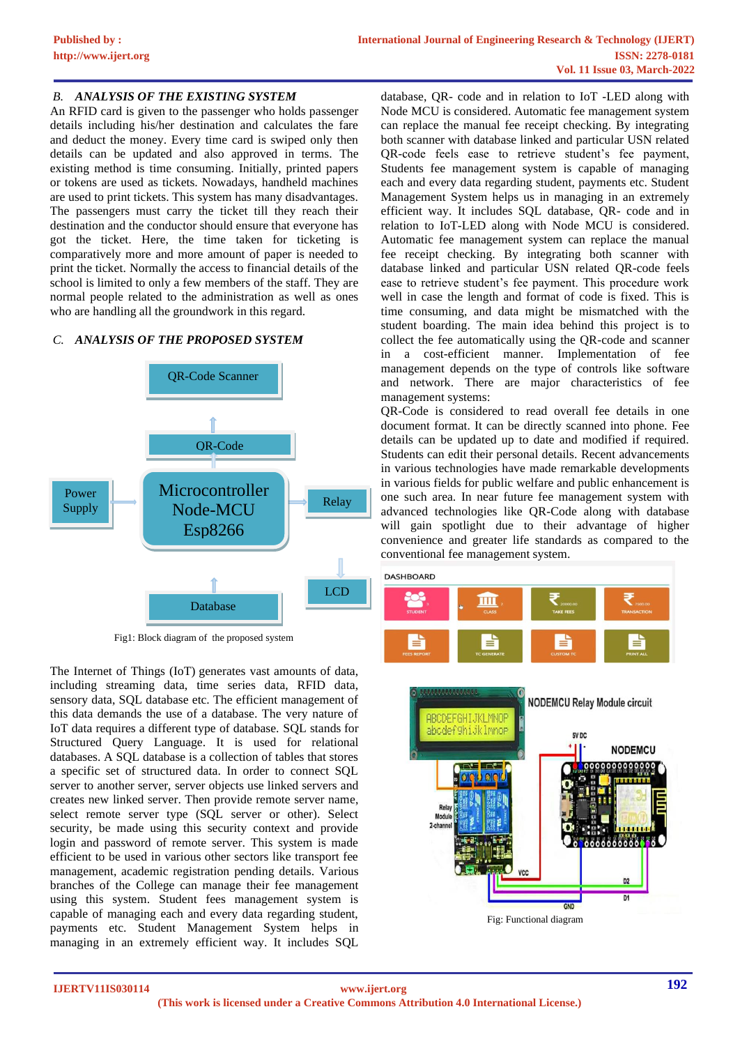### B. *ANALYSIS OF THE EXISTING SYSTEM*

An RFID card is given to the passenger who holds passenger details including his/her destination and calculates the fare and deduct the money. Every time card is swiped only then details can be updated and also approved in terms. The existing method is time consuming. Initially, printed papers or tokens are used as tickets. Nowadays, handheld machines are used to print tickets. This system has many disadvantages. The passengers must carry the ticket till they reach their destination and the conductor should ensure that everyone has got the ticket. Here, the time taken for ticketing is comparatively more and more amount of paper is needed to print the ticket. Normally the access to financial details of the school is limited to only a few members of the staff. They are normal people related to the administration as well as ones who are handling all the groundwork in this regard.

### C. *ANALYSIS OF THE PROPOSED SYSTEM*

QR-Code Scanner

QR-Code

Power Supply

Microcontroller Node-MCU Esp8266

Relay

LCD

Database

Fig1: Block diagram of the proposed system

The Internet of Things (IoT) generates vast amounts of data, including streaming data, time series data, RFID data, sensory data, SQL database etc. The efficient management of this data demands the use of a database. The very nature of IoT data requires a different type of database. SQL stands for Structured Query Language. It is used for relational databases. A SQL database is a collection of tables that stores a specific set of structured data. In order to connect SQL server to another server, server objects use linked servers and creates new linked server. Then provide remote server name, select remote server type (SQL server or other). Select security, be made using this security context and provide login and password of remote server. This system is made efficient to be used in various other sectors like transport fee management, academic registration pending details. Various branches of the College can manage their fee management using this system. Student fees management system is capable of managing each and every data regarding student, payments etc. Student Management System helps in managing in an extremely efficient way. It includes SQL database, QR- code and in relation to IoT -LED along with Node MCU is considered. Automatic fee management system can replace the manual fee receipt checking. By integrating both scanner with database linked and particular USN related QR-code feels ease to retrieve student's fee payment, Students fee management system is capable of managing each and every data regarding student, payments etc. Student Management System helps us in managing in an extremely efficient way. It includes SQL database, QR- code and in relation to IoT-LED along with Node MCU is considered. Automatic fee management system can replace the manual fee receipt checking. By integrating both scanner with database linked and particular USN related QR-code feels ease to retrieve student's fee payment. This procedure work well in case the length and format of code is fixed. This is time consuming, and data might be mismatched with the student boarding. The main idea behind this project is to collect the fee automatically using the QR-code and scanner in a cost-efficient manner. Implementation of fee management depends on the type of controls like software and network. There are major characteristics of fee management systems:

QR-Code is considered to read overall fee details in one document format. It can be directly scanned into phone. Fee details can be updated up to date and modified if required. Students can edit their personal details. Recent advancements in various technologies have made remarkable developments in various fields for public welfare and public enhancement is one such area. In near future fee management system with advanced technologies like QR-Code along with database will gain spotlight due to their advantage of higher convenience and greater life standards as compared to the conventional fee management system.

Fig: Functional diagram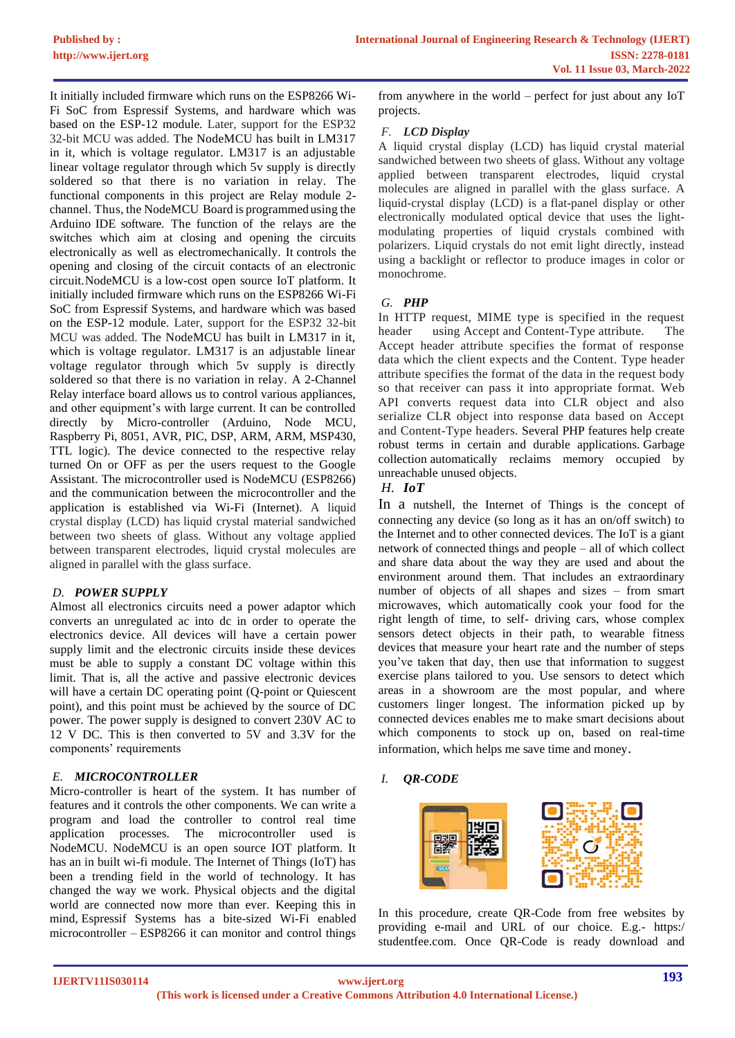It initially included firmware which runs on the ESP8266 Wi-Fi SoC from Espressif Systems, and hardware which was based on the ESP-12 module. Later, support for the ESP32 32-bit MCU was added. The NodeMCU has built in LM317 in it, which is voltage regulator. LM317 is an adjustable linear voltage regulator through which 5v supply is directly soldered so that there is no variation in relay. The functional components in this project are Relay module 2-channel. Thus, the NodeMCU Board is programmed using the Arduino IDE software. The function of the relays are the switches which aim at closing and opening the circuits electronically as well as electromechanically. It controls the opening and closing of the circuit contacts of an electronic circuit.NodeMCU is a low-cost open source IoT platform. It initially included firmware which runs on the ESP8266 Wi-Fi SoC from Espressif Systems, and hardware which was based on the ESP-12 module. Later, support for the ESP32 32-bit MCU was added. The NodeMCU has built in LM317 in it, which is voltage regulator. LM317 is an adjustable linear voltage regulator through which 5v supply is directly soldered so that there is no variation in relay. A 2-Channel Relay interface board allows us to control various appliances, and other equipment's with large current. It can be controlled directly by Micro-controller (Arduino, Node MCU, Raspberry Pi, 8051, AVR, PIC, DSP, ARM, ARM, MSP430, TTL logic). The device connected to the respective relay turned On or OFF as per the users request to the Google Assistant. The microcontroller used is NodeMCU (ESP8266) and the communication between the microcontroller and the application is established via Wi-Fi (Internet). A liquid crystal display (LCD) has liquid crystal material sandwiched between two sheets of glass. Without any voltage applied between transparent electrodes, liquid crystal molecules are aligned in parallel with the glass surface.

### *D. POWER SUPPLY*

Almost all electronics circuits need a power adaptor which converts an unregulated ac into dc in order to operate the electronics device. All devices will have a certain power supply limit and the electronic circuits inside these devices must be able to supply a constant DC voltage within this limit. That is, all the active and passive electronic devices will have a certain DC operating point (Q-point or Quiescent point), and this point must be achieved by the source of DC power. The power supply is designed to convert 230V AC to 12 V DC. This is then converted to 5V and 3.3V for the components' requirements

### *E. MICROCONTROLLER*

Micro-controller is heart of the system. It has number of features and it controls the other components. We can write a program and load the controller to control real time application processes. The microcontroller used is NodeMCU. NodeMCU is an open source IOT platform. It has an in built wi-fi module. The Internet of Things (IoT) has been a trending field in the world of technology. It has changed the way we work. Physical objects and the digital world are connected now more than ever. Keeping this in mind, Espressif Systems has a bite-sized Wi-Fi enabled microcontroller – ESP8266 it can monitor and control things from anywhere in the world – perfect for just about any IoT projects.

### *F. LCD Display*

A liquid crystal display (LCD) has liquid crystal material sandwiched between two sheets of glass. Without any voltage applied between transparent electrodes, liquid crystal molecules are aligned in parallel with the glass surface. A liquid-crystal display (LCD) is a flat-panel display or other electronically modulated optical device that uses the light-modulating properties of liquid crystals combined with polarizers. Liquid crystals do not emit light directly, instead using a backlight or reflector to produce images in color or monochrome.

### *G. PHP*

In HTTP request, MIME type is specified in the request header using Accept and Content-Type attribute. The Accept header attribute specifies the format of response data which the client expects and the Content. Type header attribute specifies the format of the data in the request body so that receiver can pass it into appropriate format. Web API converts request data into CLR object and also serialize CLR object into response data based on Accept and Content-Type headers. Several PHP features help create robust terms in certain and durable applications. Garbage collection automatically reclaims memory occupied by unreachable unused objects.

### *H. IoT*

In a nutshell, the Internet of Things is the concept of connecting any device (so long as it has an on/off switch) to the Internet and to other connected devices. The IoT is a giant network of connected things and people – all of which collect and share data about the way they are used and about the environment around them. That includes an extraordinary number of objects of all shapes and sizes – from smart microwaves, which automatically cook your food for the right length of time, to self- driving cars, whose complex sensors detect objects in their path, to wearable fitness devices that measure your heart rate and the number of steps you've taken that day, then use that information to suggest exercise plans tailored to you. Use sensors to detect which areas in a showroom are the most popular, and where customers linger longest. The information picked up by connected devices enables me to make smart decisions about which components to stock up on, based on real-time information, which helps me save time and money.

### *I. QR-CODE*

In this procedure, create QR-Code from free websites by providing e-mail and URL of our choice. E.g.- https:/ studentfee.com. Once QR-Code is ready download and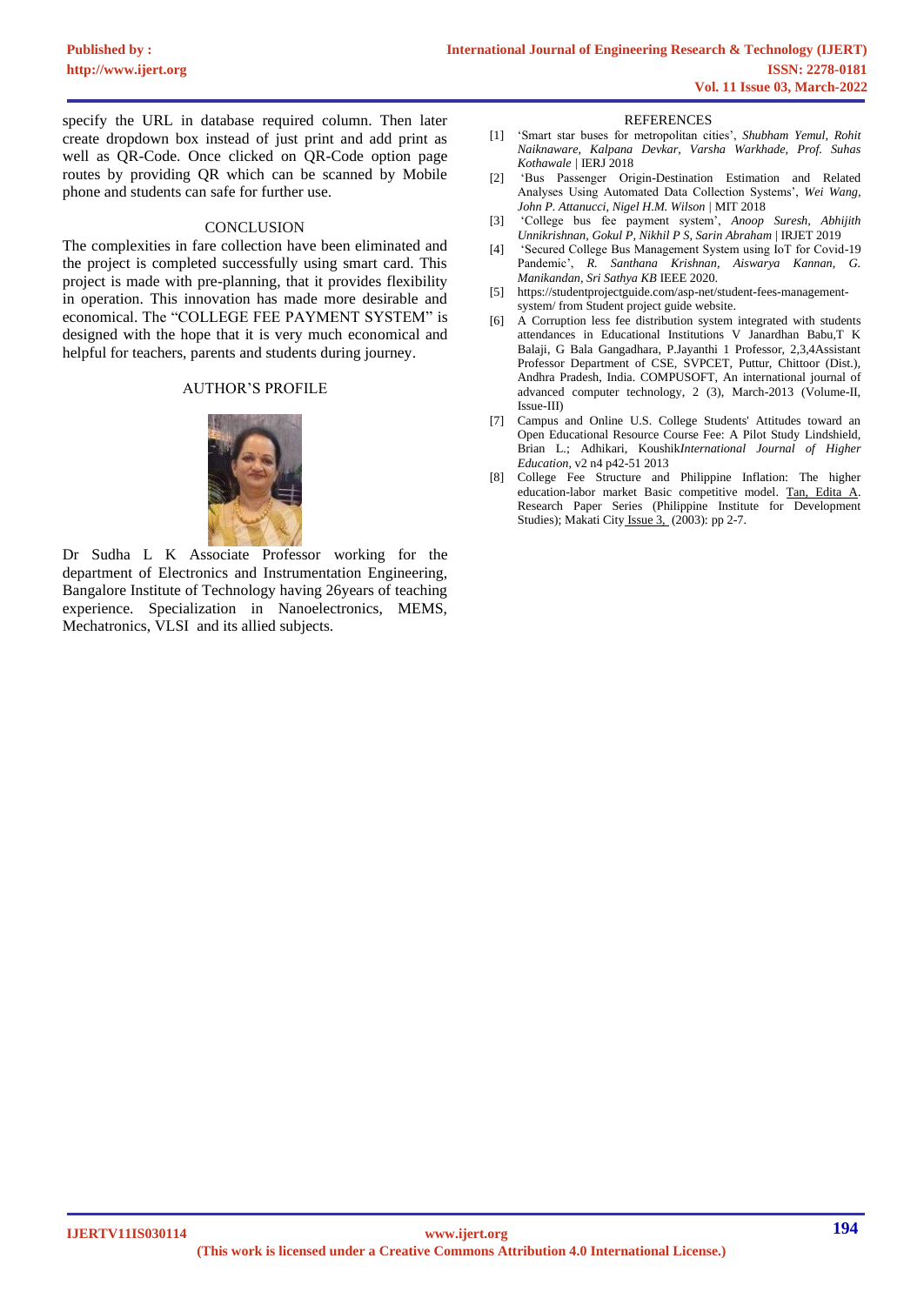specify the URL in database required column. Then later create dropdown box instead of just print and add print as well as QR-Code. Once clicked on QR-Code option page routes by providing QR which can be scanned by Mobile phone and students can safe for further use.

## CONCLUSION

The complexities in fare collection have been eliminated and the project is completed successfully using smart card. This project is made with pre-planning, that it provides flexibility in operation. This innovation has made more desirable and economical. The "COLLEGE FEE PAYMENT SYSTEM" is designed with the hope that it is very much economical and helpful for teachers, parents and students during journey.

## AUTHOR'S PROFILE

Dr Sudha L K Associate Professor working for the department of Electronics and Instrumentation Engineering, Bangalore Institute of Technology having 26years of teaching experience. Specialization in Nanoelectronics, MEMS, Mechatronics, VLSI and its allied subjects.

## REFERENCES

[1] 'Smart star buses for metropolitan cities', *Shubham Yemul, Rohit Naiknaware, Kalpana Devkar, Varsha Warkhade, Prof. Suhas Kothawale* | IERJ 2018

[2] 'Bus Passenger Origin-Destination Estimation and Related Analyses Using Automated Data Collection Systems', *Wei Wang, John P. Attanucci, Nigel H.M. Wilson* | MIT 2018

[3] 'College bus fee payment system', *Anoop Suresh, Abhijith Unnikrishnan, Gokul P, Nikhil P S, Sarin Abraham* | IRJET 2019

[4] 'Secured College Bus Management System using IoT for Covid-19 Pandemic', *R. Santhana Krishnan, Aiswarya Kannan, G. Manikandan, Sri Sathya KB* IEEE 2020.

[5] https://studentprojectguide.com/asp-net/student-fees-management-system/ from Student project guide website.

[6] A Corruption less fee distribution system integrated with students attendances in Educational Institutions V Janardhan Babu,T K Balaji, G Bala Gangadhara, P.Jayanthi 1 Professor, 2,3,4Assistant Professor Department of CSE, SVPCET, Puttur, Chittoor (Dist.), Andhra Pradesh, India. COMPUSOFT, An international journal of advanced computer technology, 2 (3), March-2013 (Volume-II, Issue-III)

[7] Campus and Online U.S. College Students' Attitudes toward an Open Educational Resource Course Fee: A Pilot Study Lindshield, Brian L.; Adhikari, Koushik*International Journal of Higher Education*, v2 n4 p42-51 2013

[8] College Fee Structure and Philippine Inflation: The higher education-labor market Basic competitive model. Tan, Edita A. Research Paper Series (Philippine Institute for Development Studies); Makati City Issue 3, (2003): pp 2-7.